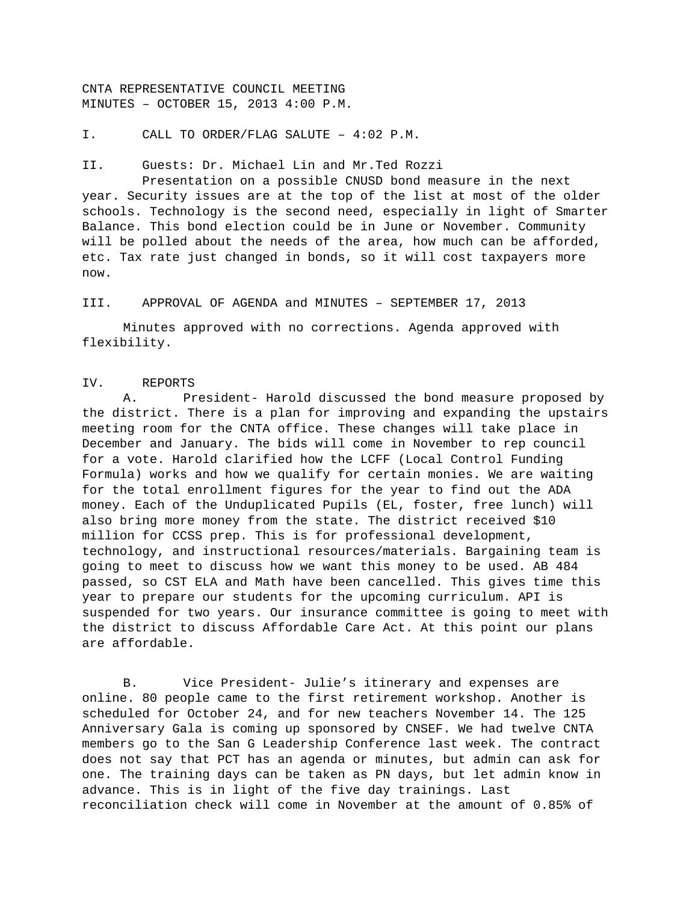CNTA REPRESENTATIVE COUNCIL MEETING
MINUTES – OCTOBER 15, 2013 4:00 P.M.

I. CALL TO ORDER/FLAG SALUTE – 4:02 P.M.

II. Guests: Dr. Michael Lin and Mr.Ted Rozzi

Presentation on a possible CNUSD bond measure in the next year. Security issues are at the top of the list at most of the older schools. Technology is the second need, especially in light of Smarter Balance. This bond election could be in June or November. Community will be polled about the needs of the area, how much can be afforded, etc. Tax rate just changed in bonds, so it will cost taxpayers more now.

III. APPROVAL OF AGENDA and MINUTES – SEPTEMBER 17, 2013

Minutes approved with no corrections. Agenda approved with flexibility.

IV. REPORTS

A. President- Harold discussed the bond measure proposed by the district. There is a plan for improving and expanding the upstairs meeting room for the CNTA office. These changes will take place in December and January. The bids will come in November to rep council for a vote. Harold clarified how the LCFF (Local Control Funding Formula) works and how we qualify for certain monies. We are waiting for the total enrollment figures for the year to find out the ADA money. Each of the Unduplicated Pupils (EL, foster, free lunch) will also bring more money from the state. The district received $10 million for CCSS prep. This is for professional development, technology, and instructional resources/materials. Bargaining team is going to meet to discuss how we want this money to be used. AB 484 passed, so CST ELA and Math have been cancelled. This gives time this year to prepare our students for the upcoming curriculum. API is suspended for two years. Our insurance committee is going to meet with the district to discuss Affordable Care Act. At this point our plans are affordable.

B. Vice President- Julie's itinerary and expenses are online. 80 people came to the first retirement workshop. Another is scheduled for October 24, and for new teachers November 14. The 125 Anniversary Gala is coming up sponsored by CNSEF. We had twelve CNTA members go to the San G Leadership Conference last week. The contract does not say that PCT has an agenda or minutes, but admin can ask for one. The training days can be taken as PN days, but let admin know in advance. This is in light of the five day trainings. Last reconciliation check will come in November at the amount of 0.85% of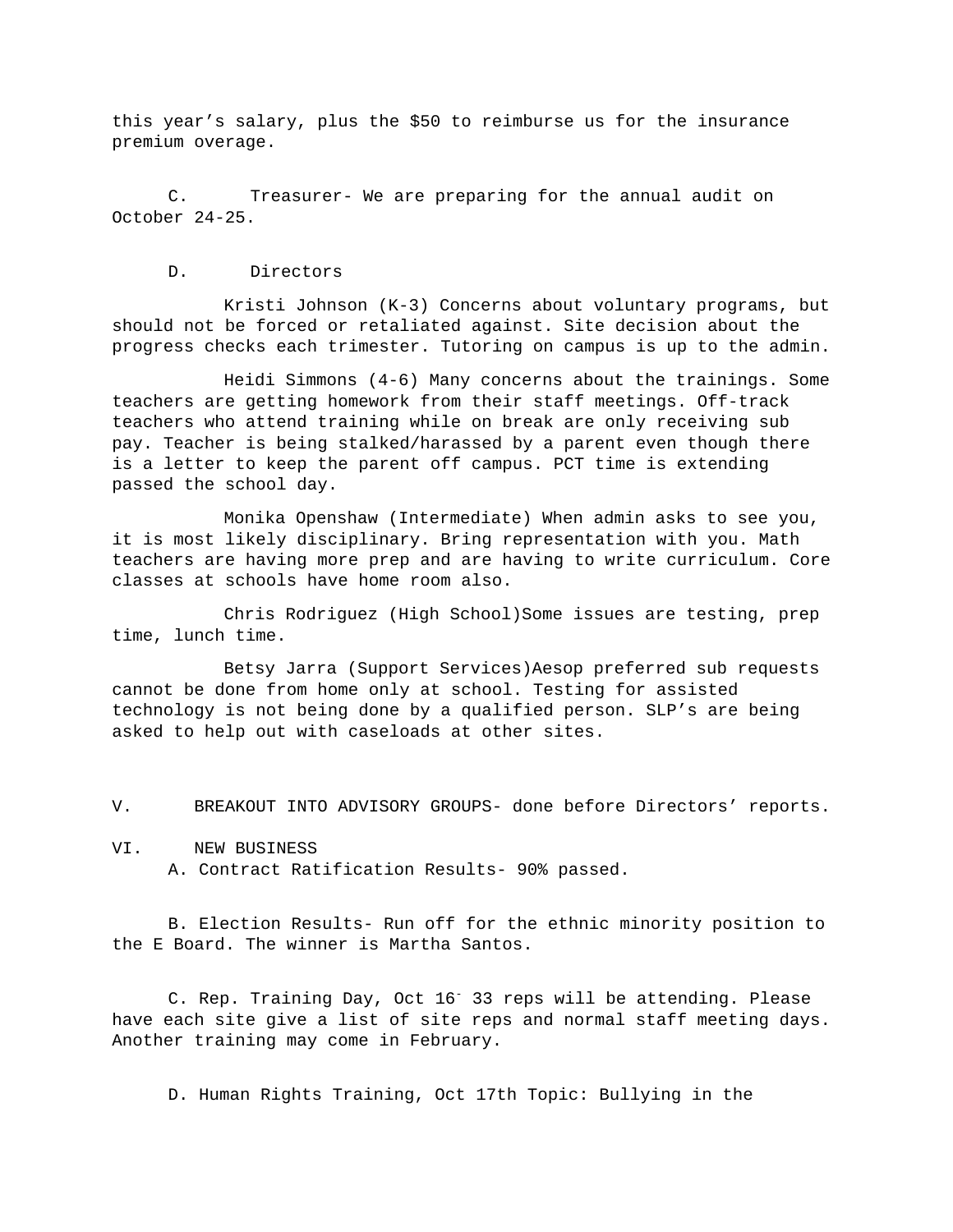this year's salary, plus the $50 to reimburse us for the insurance premium overage.

C. Treasurer- We are preparing for the annual audit on October 24-25.

D. Directors

Kristi Johnson (K-3) Concerns about voluntary programs, but should not be forced or retaliated against. Site decision about the progress checks each trimester. Tutoring on campus is up to the admin.

Heidi Simmons (4-6) Many concerns about the trainings. Some teachers are getting homework from their staff meetings. Off-track teachers who attend training while on break are only receiving sub pay. Teacher is being stalked/harassed by a parent even though there is a letter to keep the parent off campus. PCT time is extending passed the school day.

Monika Openshaw (Intermediate) When admin asks to see you, it is most likely disciplinary. Bring representation with you. Math teachers are having more prep and are having to write curriculum. Core classes at schools have home room also.

Chris Rodriguez (High School)Some issues are testing, prep time, lunch time.

Betsy Jarra (Support Services)Aesop preferred sub requests cannot be done from home only at school. Testing for assisted technology is not being done by a qualified person. SLP's are being asked to help out with caseloads at other sites.

V. BREAKOUT INTO ADVISORY GROUPS- done before Directors' reports.

VI. NEW BUSINESS

A. Contract Ratification Results- 90% passed.

B. Election Results- Run off for the ethnic minority position to the E Board. The winner is Martha Santos.

C. Rep. Training Day, Oct 16- 33 reps will be attending. Please have each site give a list of site reps and normal staff meeting days. Another training may come in February.

D. Human Rights Training, Oct 17th Topic: Bullying in the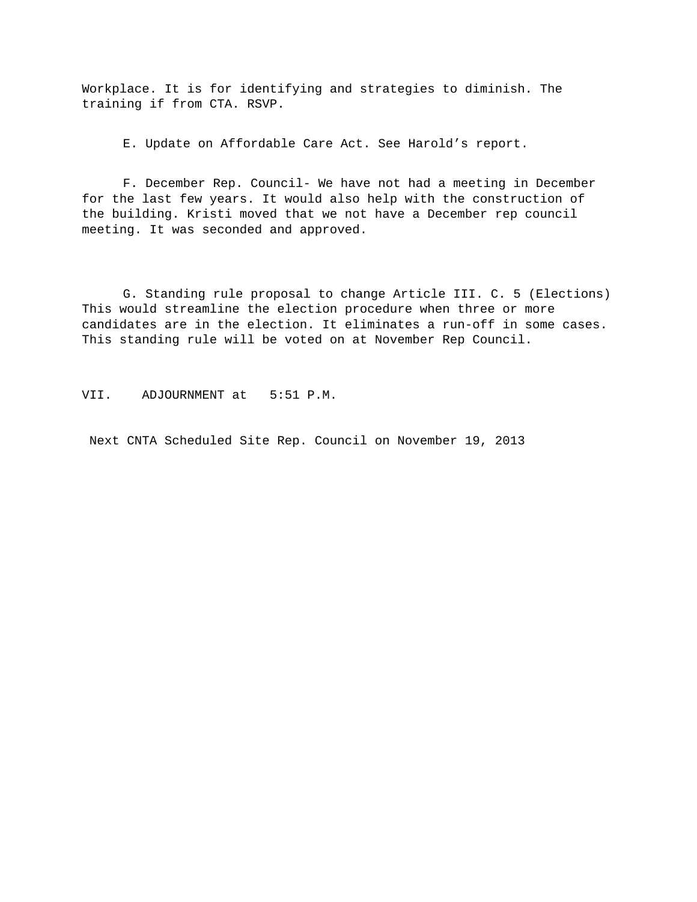Workplace. It is for identifying and strategies to diminish. The training if from CTA. RSVP.

E. Update on Affordable Care Act. See Harold's report.

F. December Rep. Council- We have not had a meeting in December for the last few years. It would also help with the construction of the building. Kristi moved that we not have a December rep council meeting. It was seconded and approved.

G. Standing rule proposal to change Article III. C. 5 (Elections) This would streamline the election procedure when three or more candidates are in the election. It eliminates a run-off in some cases. This standing rule will be voted on at November Rep Council.

VII. ADJOURNMENT at 5:51 P.M.

Next CNTA Scheduled Site Rep. Council on November 19, 2013